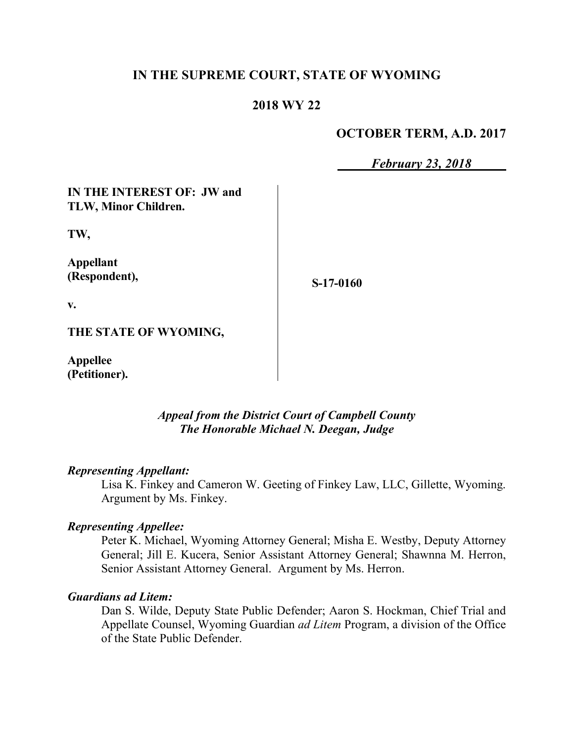# IN THE SUPREME COURT, STATE OF WYOMING

## 2018 WY 22

**OCTOBER TERM, A.D. 2017**

***February 23, 2018***

**IN THE INTEREST OF: JW and TLW, Minor Children.**

**TW,**

**Appellant (Respondent),**

**v.**

**THE STATE OF WYOMING,**

**Appellee (Petitioner).**

**S-17-0160**

***Appeal from the District Court of Campbell County***
***The Honorable Michael N. Deegan, Judge***

***Representing Appellant:***

Lisa K. Finkey and Cameron W. Geeting of Finkey Law, LLC, Gillette, Wyoming. Argument by Ms. Finkey.

***Representing Appellee:***

Peter K. Michael, Wyoming Attorney General; Misha E. Westby, Deputy Attorney General; Jill E. Kucera, Senior Assistant Attorney General; Shawnna M. Herron, Senior Assistant Attorney General. Argument by Ms. Herron.

***Guardians ad Litem:***

Dan S. Wilde, Deputy State Public Defender; Aaron S. Hockman, Chief Trial and Appellate Counsel, Wyoming Guardian *ad Litem* Program, a division of the Office of the State Public Defender.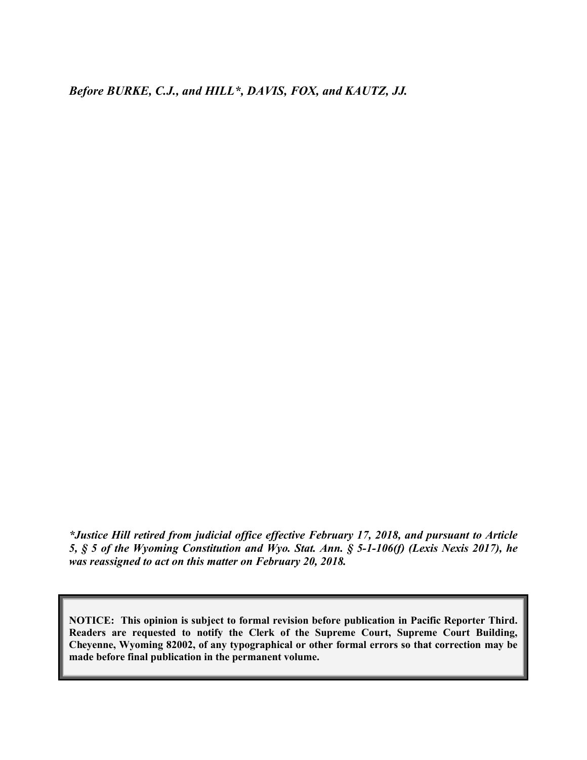***Before BURKE, C.J., and HILL\*, DAVIS, FOX, and KAUTZ, JJ.***

***\*Justice Hill retired from judicial office effective February 17, 2018, and pursuant to Article 5, § 5 of the Wyoming Constitution and Wyo. Stat. Ann. § 5-1-106(f) (Lexis Nexis 2017), he was reassigned to act on this matter on February 20, 2018.***

**NOTICE: This opinion is subject to formal revision before publication in Pacific Reporter Third. Readers are requested to notify the Clerk of the Supreme Court, Supreme Court Building, Cheyenne, Wyoming 82002, of any typographical or other formal errors so that correction may be made before final publication in the permanent volume.**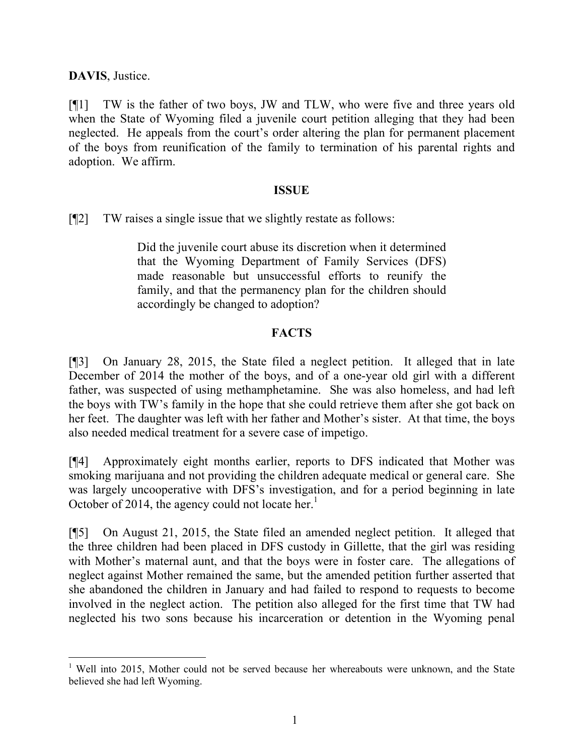**DAVIS**, Justice.

[¶1] TW is the father of two boys, JW and TLW, who were five and three years old when the State of Wyoming filed a juvenile court petition alleging that they had been neglected. He appeals from the court's order altering the plan for permanent placement of the boys from reunification of the family to termination of his parental rights and adoption. We affirm.

## ISSUE

[¶2] TW raises a single issue that we slightly restate as follows:

> Did the juvenile court abuse its discretion when it determined that the Wyoming Department of Family Services (DFS) made reasonable but unsuccessful efforts to reunify the family, and that the permanency plan for the children should accordingly be changed to adoption?

## FACTS

[¶3] On January 28, 2015, the State filed a neglect petition. It alleged that in late December of 2014 the mother of the boys, and of a one-year old girl with a different father, was suspected of using methamphetamine. She was also homeless, and had left the boys with TW's family in the hope that she could retrieve them after she got back on her feet. The daughter was left with her father and Mother's sister. At that time, the boys also needed medical treatment for a severe case of impetigo.

[¶4] Approximately eight months earlier, reports to DFS indicated that Mother was smoking marijuana and not providing the children adequate medical or general care. She was largely uncooperative with DFS's investigation, and for a period beginning in late October of 2014, the agency could not locate her.[1]

[¶5] On August 21, 2015, the State filed an amended neglect petition. It alleged that the three children had been placed in DFS custody in Gillette, that the girl was residing with Mother's maternal aunt, and that the boys were in foster care. The allegations of neglect against Mother remained the same, but the amended petition further asserted that she abandoned the children in January and had failed to respond to requests to become involved in the neglect action. The petition also alleged for the first time that TW had neglected his two sons because his incarceration or detention in the Wyoming penal

---

[1] Well into 2015, Mother could not be served because her whereabouts were unknown, and the State believed she had left Wyoming.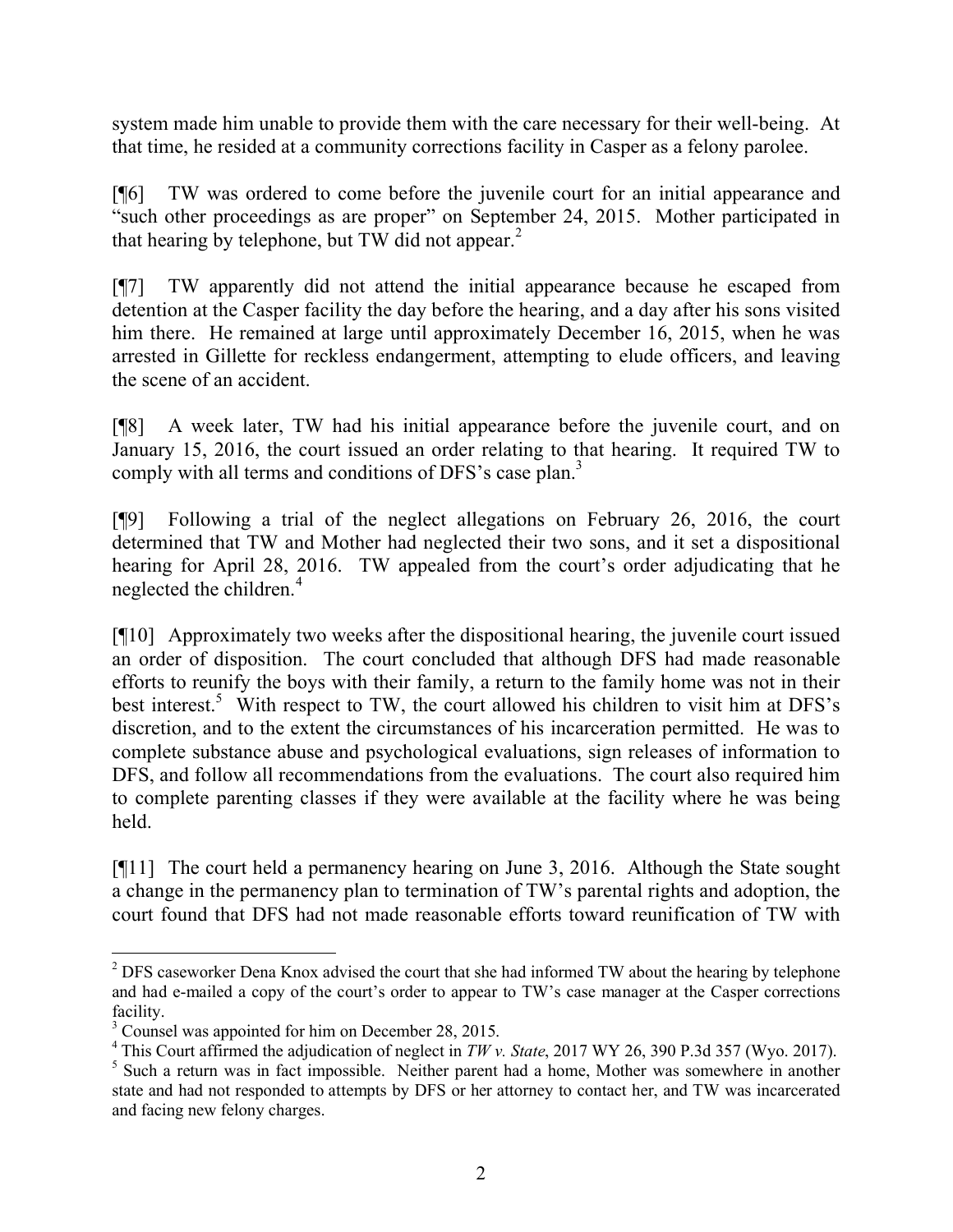system made him unable to provide them with the care necessary for their well-being. At that time, he resided at a community corrections facility in Casper as a felony parolee.

[¶6] TW was ordered to come before the juvenile court for an initial appearance and "such other proceedings as are proper" on September 24, 2015. Mother participated in that hearing by telephone, but TW did not appear.[2]

[¶7] TW apparently did not attend the initial appearance because he escaped from detention at the Casper facility the day before the hearing, and a day after his sons visited him there. He remained at large until approximately December 16, 2015, when he was arrested in Gillette for reckless endangerment, attempting to elude officers, and leaving the scene of an accident.

[¶8] A week later, TW had his initial appearance before the juvenile court, and on January 15, 2016, the court issued an order relating to that hearing. It required TW to comply with all terms and conditions of DFS's case plan.[3]

[¶9] Following a trial of the neglect allegations on February 26, 2016, the court determined that TW and Mother had neglected their two sons, and it set a dispositional hearing for April 28, 2016. TW appealed from the court's order adjudicating that he neglected the children.[4]

[¶10] Approximately two weeks after the dispositional hearing, the juvenile court issued an order of disposition. The court concluded that although DFS had made reasonable efforts to reunify the boys with their family, a return to the family home was not in their best interest.[5] With respect to TW, the court allowed his children to visit him at DFS's discretion, and to the extent the circumstances of his incarceration permitted. He was to complete substance abuse and psychological evaluations, sign releases of information to DFS, and follow all recommendations from the evaluations. The court also required him to complete parenting classes if they were available at the facility where he was being held.

[¶11] The court held a permanency hearing on June 3, 2016. Although the State sought a change in the permanency plan to termination of TW's parental rights and adoption, the court found that DFS had not made reasonable efforts toward reunification of TW with

---

[2] DFS caseworker Dena Knox advised the court that she had informed TW about the hearing by telephone and had e-mailed a copy of the court's order to appear to TW's case manager at the Casper corrections facility.

[3] Counsel was appointed for him on December 28, 2015.

[4] This Court affirmed the adjudication of neglect in *TW v. State*, 2017 WY 26, 390 P.3d 357 (Wyo. 2017).

[5] Such a return was in fact impossible. Neither parent had a home, Mother was somewhere in another state and had not responded to attempts by DFS or her attorney to contact her, and TW was incarcerated and facing new felony charges.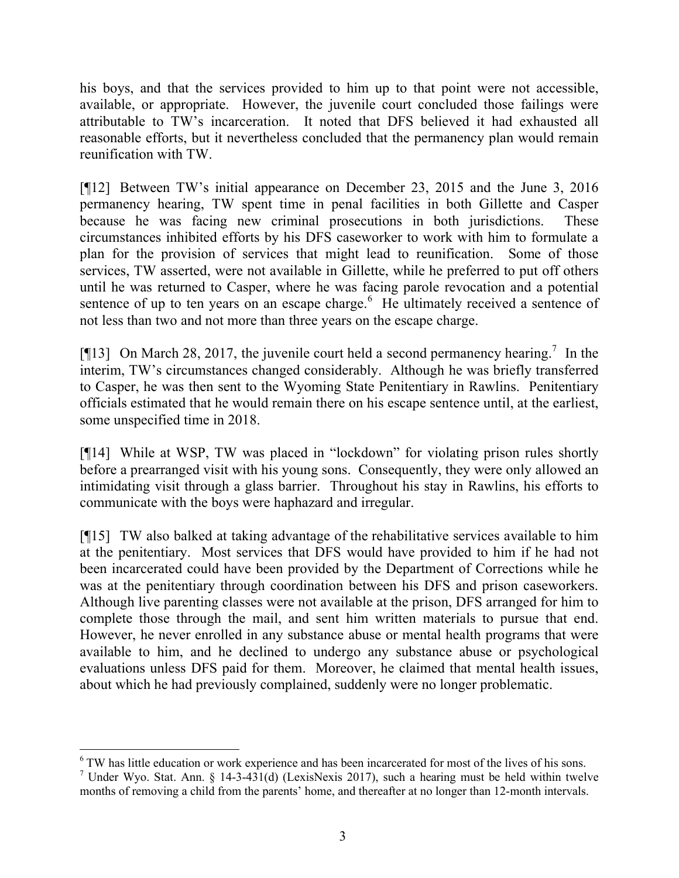his boys, and that the services provided to him up to that point were not accessible, available, or appropriate. However, the juvenile court concluded those failings were attributable to TW's incarceration. It noted that DFS believed it had exhausted all reasonable efforts, but it nevertheless concluded that the permanency plan would remain reunification with TW.

[¶12] Between TW's initial appearance on December 23, 2015 and the June 3, 2016 permanency hearing, TW spent time in penal facilities in both Gillette and Casper because he was facing new criminal prosecutions in both jurisdictions. These circumstances inhibited efforts by his DFS caseworker to work with him to formulate a plan for the provision of services that might lead to reunification. Some of those services, TW asserted, were not available in Gillette, while he preferred to put off others until he was returned to Casper, where he was facing parole revocation and a potential sentence of up to ten years on an escape charge.[6] He ultimately received a sentence of not less than two and not more than three years on the escape charge.

[¶13] On March 28, 2017, the juvenile court held a second permanency hearing.[7] In the interim, TW's circumstances changed considerably. Although he was briefly transferred to Casper, he was then sent to the Wyoming State Penitentiary in Rawlins. Penitentiary officials estimated that he would remain there on his escape sentence until, at the earliest, some unspecified time in 2018.

[¶14] While at WSP, TW was placed in "lockdown" for violating prison rules shortly before a prearranged visit with his young sons. Consequently, they were only allowed an intimidating visit through a glass barrier. Throughout his stay in Rawlins, his efforts to communicate with the boys were haphazard and irregular.

[¶15] TW also balked at taking advantage of the rehabilitative services available to him at the penitentiary. Most services that DFS would have provided to him if he had not been incarcerated could have been provided by the Department of Corrections while he was at the penitentiary through coordination between his DFS and prison caseworkers. Although live parenting classes were not available at the prison, DFS arranged for him to complete those through the mail, and sent him written materials to pursue that end. However, he never enrolled in any substance abuse or mental health programs that were available to him, and he declined to undergo any substance abuse or psychological evaluations unless DFS paid for them. Moreover, he claimed that mental health issues, about which he had previously complained, suddenly were no longer problematic.

---

[6] TW has little education or work experience and has been incarcerated for most of the lives of his sons.

[7] Under Wyo. Stat. Ann. § 14-3-431(d) (LexisNexis 2017), such a hearing must be held within twelve months of removing a child from the parents' home, and thereafter at no longer than 12-month intervals.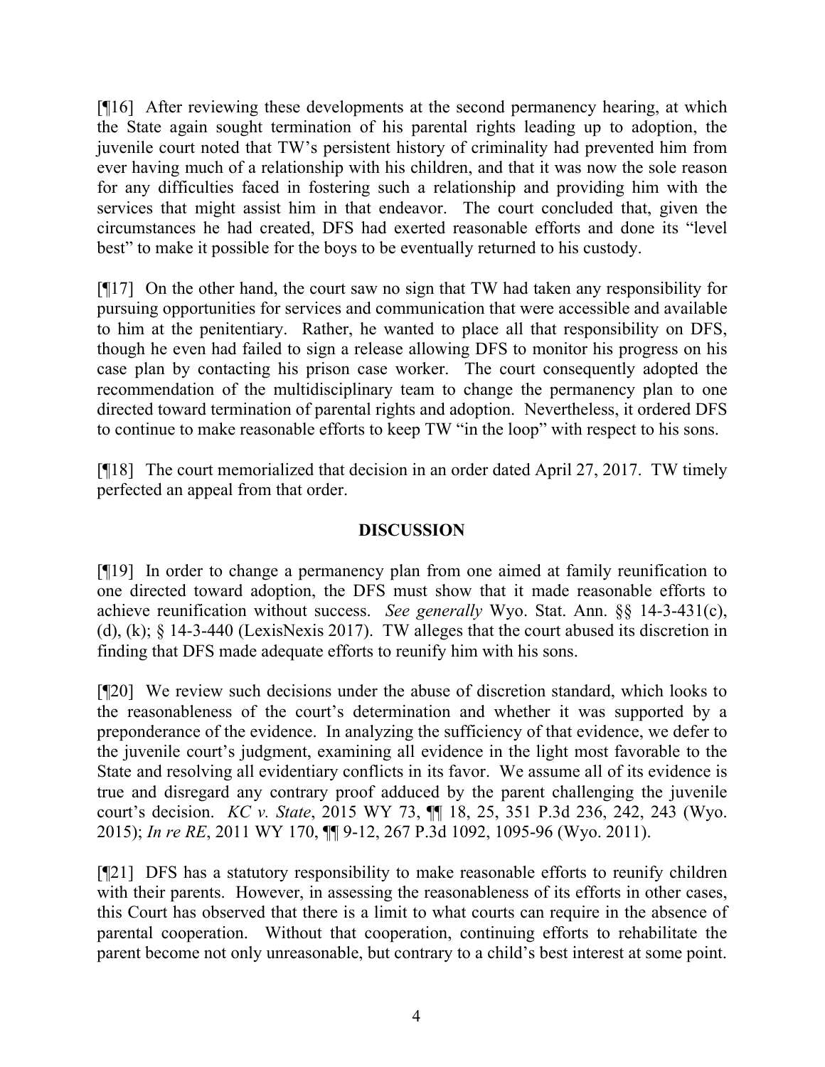[¶16] After reviewing these developments at the second permanency hearing, at which the State again sought termination of his parental rights leading up to adoption, the juvenile court noted that TW's persistent history of criminality had prevented him from ever having much of a relationship with his children, and that it was now the sole reason for any difficulties faced in fostering such a relationship and providing him with the services that might assist him in that endeavor. The court concluded that, given the circumstances he had created, DFS had exerted reasonable efforts and done its "level best" to make it possible for the boys to be eventually returned to his custody.

[¶17] On the other hand, the court saw no sign that TW had taken any responsibility for pursuing opportunities for services and communication that were accessible and available to him at the penitentiary. Rather, he wanted to place all that responsibility on DFS, though he even had failed to sign a release allowing DFS to monitor his progress on his case plan by contacting his prison case worker. The court consequently adopted the recommendation of the multidisciplinary team to change the permanency plan to one directed toward termination of parental rights and adoption. Nevertheless, it ordered DFS to continue to make reasonable efforts to keep TW "in the loop" with respect to his sons.

[¶18] The court memorialized that decision in an order dated April 27, 2017. TW timely perfected an appeal from that order.

## DISCUSSION

[¶19] In order to change a permanency plan from one aimed at family reunification to one directed toward adoption, the DFS must show that it made reasonable efforts to achieve reunification without success. *See generally* Wyo. Stat. Ann. §§ 14-3-431(c), (d), (k); § 14-3-440 (LexisNexis 2017). TW alleges that the court abused its discretion in finding that DFS made adequate efforts to reunify him with his sons.

[¶20] We review such decisions under the abuse of discretion standard, which looks to the reasonableness of the court's determination and whether it was supported by a preponderance of the evidence. In analyzing the sufficiency of that evidence, we defer to the juvenile court's judgment, examining all evidence in the light most favorable to the State and resolving all evidentiary conflicts in its favor. We assume all of its evidence is true and disregard any contrary proof adduced by the parent challenging the juvenile court's decision. *KC v. State*, 2015 WY 73, ¶¶ 18, 25, 351 P.3d 236, 242, 243 (Wyo. 2015); *In re RE*, 2011 WY 170, ¶¶ 9-12, 267 P.3d 1092, 1095-96 (Wyo. 2011).

[¶21] DFS has a statutory responsibility to make reasonable efforts to reunify children with their parents. However, in assessing the reasonableness of its efforts in other cases, this Court has observed that there is a limit to what courts can require in the absence of parental cooperation. Without that cooperation, continuing efforts to rehabilitate the parent become not only unreasonable, but contrary to a child's best interest at some point.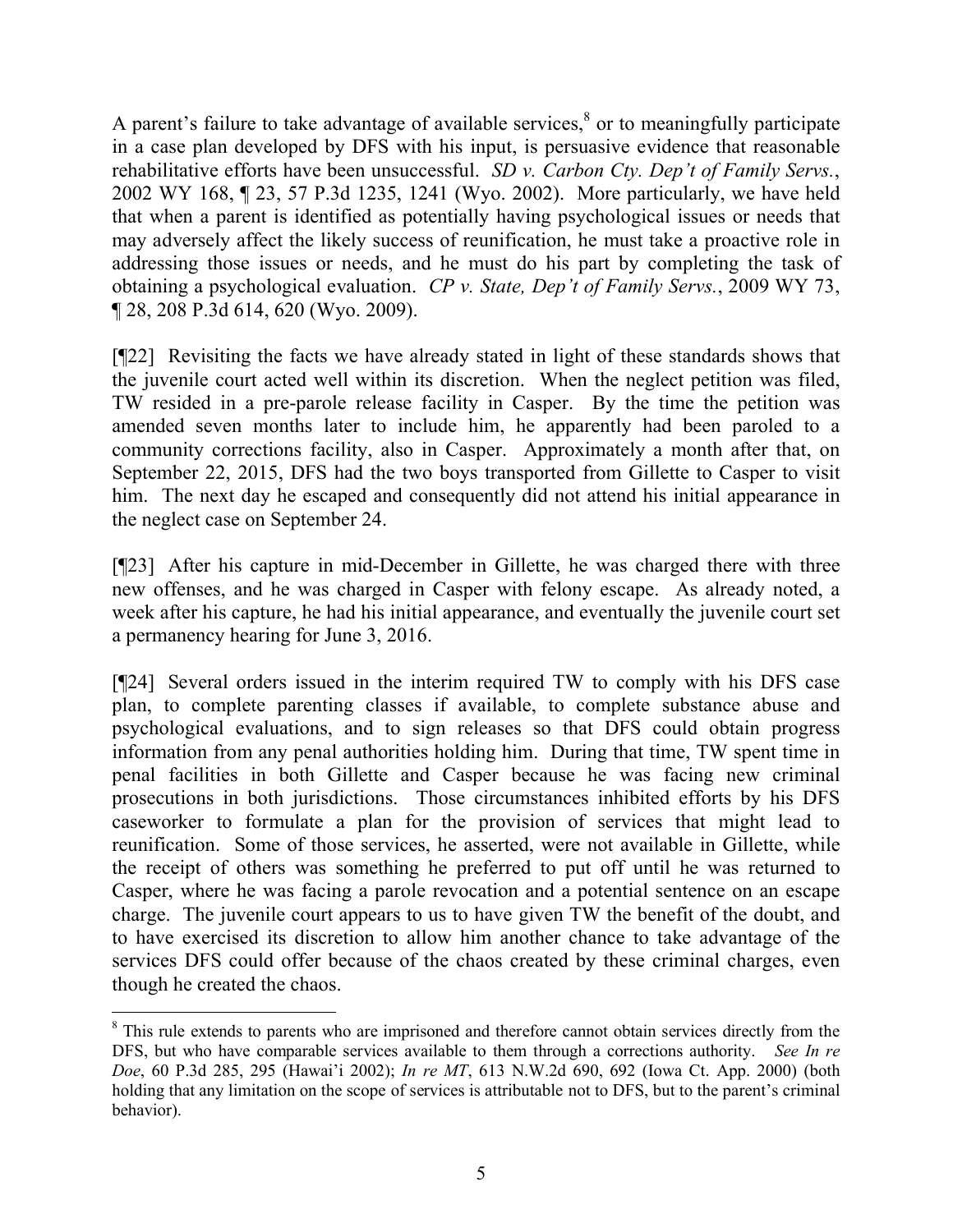A parent's failure to take advantage of available services,[8] or to meaningfully participate in a case plan developed by DFS with his input, is persuasive evidence that reasonable rehabilitative efforts have been unsuccessful. *SD v. Carbon Cty. Dep't of Family Servs.*, 2002 WY 168, ¶ 23, 57 P.3d 1235, 1241 (Wyo. 2002). More particularly, we have held that when a parent is identified as potentially having psychological issues or needs that may adversely affect the likely success of reunification, he must take a proactive role in addressing those issues or needs, and he must do his part by completing the task of obtaining a psychological evaluation. *CP v. State, Dep't of Family Servs.*, 2009 WY 73, ¶ 28, 208 P.3d 614, 620 (Wyo. 2009).

[¶22] Revisiting the facts we have already stated in light of these standards shows that the juvenile court acted well within its discretion. When the neglect petition was filed, TW resided in a pre-parole release facility in Casper. By the time the petition was amended seven months later to include him, he apparently had been paroled to a community corrections facility, also in Casper. Approximately a month after that, on September 22, 2015, DFS had the two boys transported from Gillette to Casper to visit him. The next day he escaped and consequently did not attend his initial appearance in the neglect case on September 24.

[¶23] After his capture in mid-December in Gillette, he was charged there with three new offenses, and he was charged in Casper with felony escape. As already noted, a week after his capture, he had his initial appearance, and eventually the juvenile court set a permanency hearing for June 3, 2016.

[¶24] Several orders issued in the interim required TW to comply with his DFS case plan, to complete parenting classes if available, to complete substance abuse and psychological evaluations, and to sign releases so that DFS could obtain progress information from any penal authorities holding him. During that time, TW spent time in penal facilities in both Gillette and Casper because he was facing new criminal prosecutions in both jurisdictions. Those circumstances inhibited efforts by his DFS caseworker to formulate a plan for the provision of services that might lead to reunification. Some of those services, he asserted, were not available in Gillette, while the receipt of others was something he preferred to put off until he was returned to Casper, where he was facing a parole revocation and a potential sentence on an escape charge. The juvenile court appears to us to have given TW the benefit of the doubt, and to have exercised its discretion to allow him another chance to take advantage of the services DFS could offer because of the chaos created by these criminal charges, even though he created the chaos.

---

[8] This rule extends to parents who are imprisoned and therefore cannot obtain services directly from the DFS, but who have comparable services available to them through a corrections authority. *See In re Doe*, 60 P.3d 285, 295 (Hawai'i 2002); *In re MT*, 613 N.W.2d 690, 692 (Iowa Ct. App. 2000) (both holding that any limitation on the scope of services is attributable not to DFS, but to the parent's criminal behavior).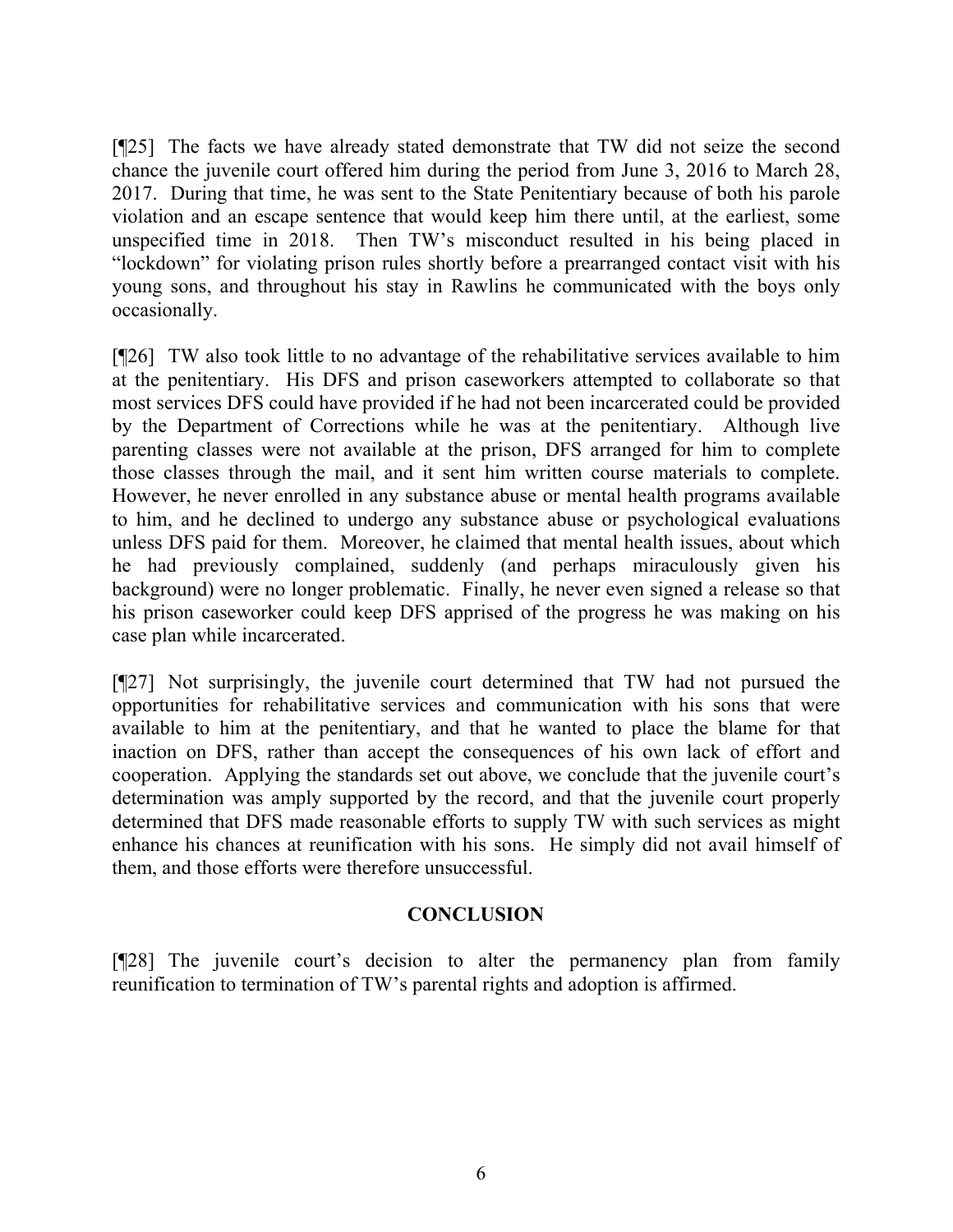[¶25] The facts we have already stated demonstrate that TW did not seize the second chance the juvenile court offered him during the period from June 3, 2016 to March 28, 2017. During that time, he was sent to the State Penitentiary because of both his parole violation and an escape sentence that would keep him there until, at the earliest, some unspecified time in 2018. Then TW's misconduct resulted in his being placed in "lockdown" for violating prison rules shortly before a prearranged contact visit with his young sons, and throughout his stay in Rawlins he communicated with the boys only occasionally.

[¶26] TW also took little to no advantage of the rehabilitative services available to him at the penitentiary. His DFS and prison caseworkers attempted to collaborate so that most services DFS could have provided if he had not been incarcerated could be provided by the Department of Corrections while he was at the penitentiary. Although live parenting classes were not available at the prison, DFS arranged for him to complete those classes through the mail, and it sent him written course materials to complete. However, he never enrolled in any substance abuse or mental health programs available to him, and he declined to undergo any substance abuse or psychological evaluations unless DFS paid for them. Moreover, he claimed that mental health issues, about which he had previously complained, suddenly (and perhaps miraculously given his background) were no longer problematic. Finally, he never even signed a release so that his prison caseworker could keep DFS apprised of the progress he was making on his case plan while incarcerated.

[¶27] Not surprisingly, the juvenile court determined that TW had not pursued the opportunities for rehabilitative services and communication with his sons that were available to him at the penitentiary, and that he wanted to place the blame for that inaction on DFS, rather than accept the consequences of his own lack of effort and cooperation. Applying the standards set out above, we conclude that the juvenile court's determination was amply supported by the record, and that the juvenile court properly determined that DFS made reasonable efforts to supply TW with such services as might enhance his chances at reunification with his sons. He simply did not avail himself of them, and those efforts were therefore unsuccessful.

## CONCLUSION

[¶28] The juvenile court's decision to alter the permanency plan from family reunification to termination of TW's parental rights and adoption is affirmed.